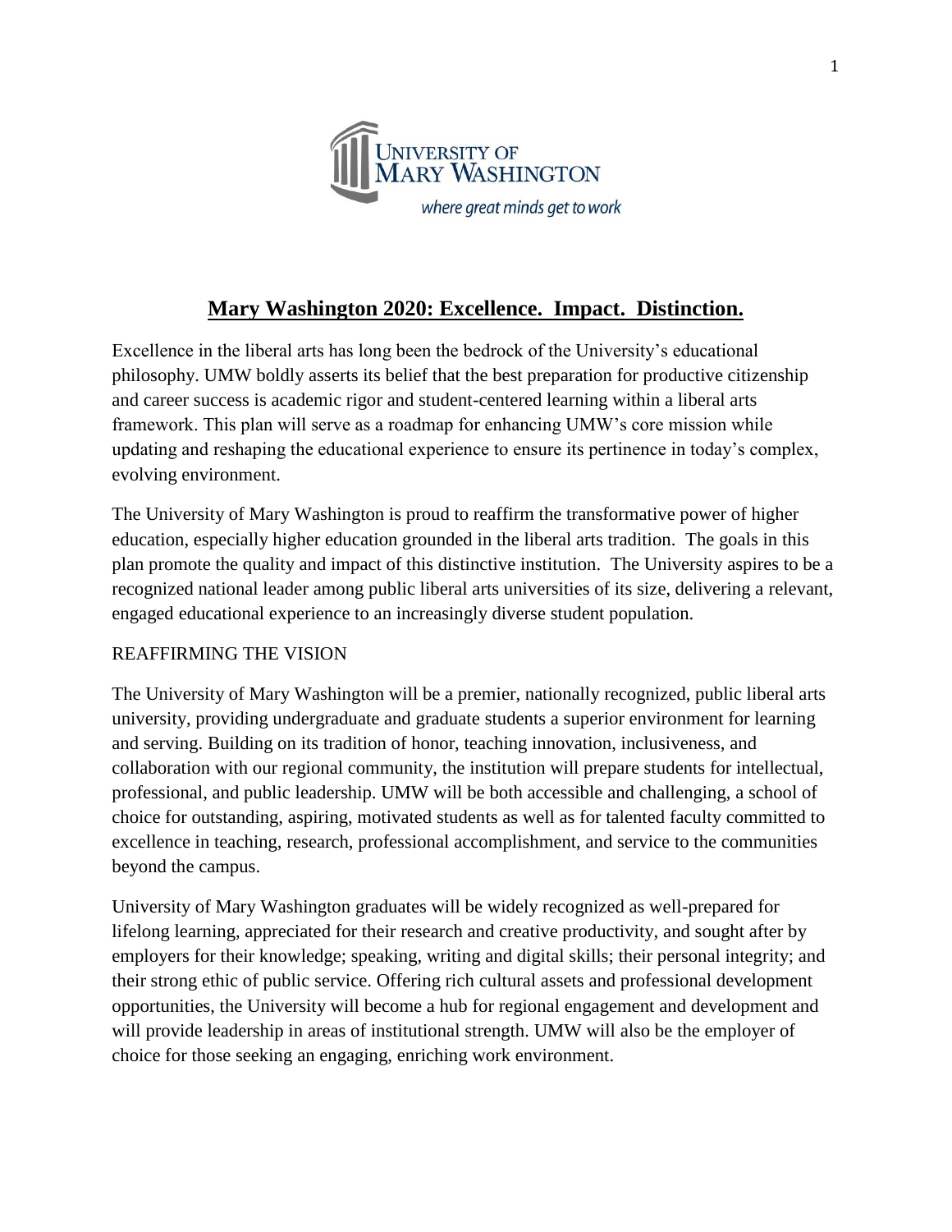UNIVERSITY OF MARY WASHINGTON

*where great minds get to work*

# Mary Washington 2020: Excellence. Impact. Distinction.

Excellence in the liberal arts has long been the bedrock of the University's educational philosophy. UMW boldly asserts its belief that the best preparation for productive citizenship and career success is academic rigor and student-centered learning within a liberal arts framework. This plan will serve as a roadmap for enhancing UMW's core mission while updating and reshaping the educational experience to ensure its pertinence in today's complex, evolving environment.

The University of Mary Washington is proud to reaffirm the transformative power of higher education, especially higher education grounded in the liberal arts tradition. The goals in this plan promote the quality and impact of this distinctive institution. The University aspires to be a recognized national leader among public liberal arts universities of its size, delivering a relevant, engaged educational experience to an increasingly diverse student population.

## REAFFIRMING THE VISION

The University of Mary Washington will be a premier, nationally recognized, public liberal arts university, providing undergraduate and graduate students a superior environment for learning and serving. Building on its tradition of honor, teaching innovation, inclusiveness, and collaboration with our regional community, the institution will prepare students for intellectual, professional, and public leadership. UMW will be both accessible and challenging, a school of choice for outstanding, aspiring, motivated students as well as for talented faculty committed to excellence in teaching, research, professional accomplishment, and service to the communities beyond the campus.

University of Mary Washington graduates will be widely recognized as well-prepared for lifelong learning, appreciated for their research and creative productivity, and sought after by employers for their knowledge; speaking, writing and digital skills; their personal integrity; and their strong ethic of public service. Offering rich cultural assets and professional development opportunities, the University will become a hub for regional engagement and development and will provide leadership in areas of institutional strength. UMW will also be the employer of choice for those seeking an engaging, enriching work environment.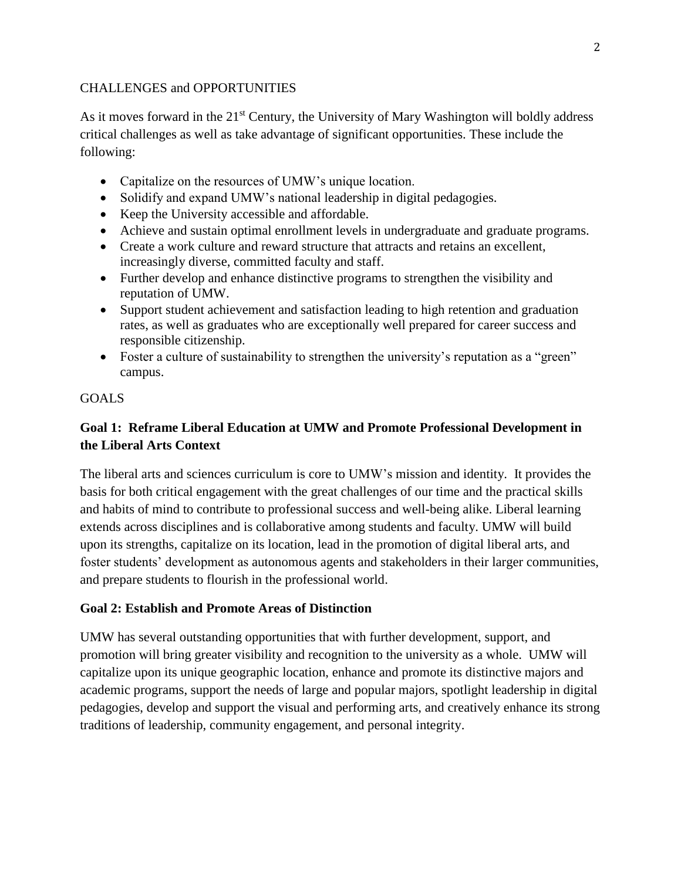## CHALLENGES and OPPORTUNITIES

As it moves forward in the 21st Century, the University of Mary Washington will boldly address critical challenges as well as take advantage of significant opportunities. These include the following:

- Capitalize on the resources of UMW's unique location.
- Solidify and expand UMW's national leadership in digital pedagogies.
- Keep the University accessible and affordable.
- Achieve and sustain optimal enrollment levels in undergraduate and graduate programs.
- Create a work culture and reward structure that attracts and retains an excellent, increasingly diverse, committed faculty and staff.
- Further develop and enhance distinctive programs to strengthen the visibility and reputation of UMW.
- Support student achievement and satisfaction leading to high retention and graduation rates, as well as graduates who are exceptionally well prepared for career success and responsible citizenship.
- Foster a culture of sustainability to strengthen the university's reputation as a "green" campus.

## GOALS

### Goal 1: Reframe Liberal Education at UMW and Promote Professional Development in the Liberal Arts Context

The liberal arts and sciences curriculum is core to UMW's mission and identity. It provides the basis for both critical engagement with the great challenges of our time and the practical skills and habits of mind to contribute to professional success and well-being alike. Liberal learning extends across disciplines and is collaborative among students and faculty. UMW will build upon its strengths, capitalize on its location, lead in the promotion of digital liberal arts, and foster students' development as autonomous agents and stakeholders in their larger communities, and prepare students to flourish in the professional world.

### Goal 2: Establish and Promote Areas of Distinction

UMW has several outstanding opportunities that with further development, support, and promotion will bring greater visibility and recognition to the university as a whole. UMW will capitalize upon its unique geographic location, enhance and promote its distinctive majors and academic programs, support the needs of large and popular majors, spotlight leadership in digital pedagogies, develop and support the visual and performing arts, and creatively enhance its strong traditions of leadership, community engagement, and personal integrity.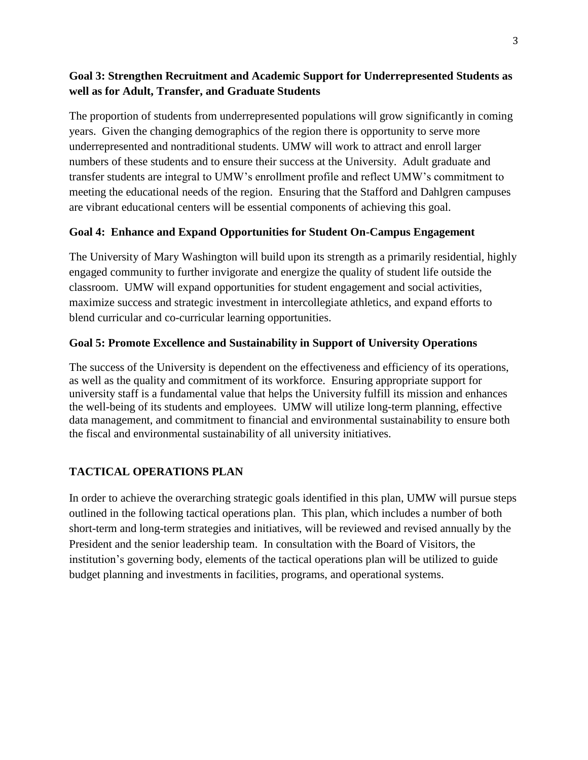**Goal 3: Strengthen Recruitment and Academic Support for Underrepresented Students as well as for Adult, Transfer, and Graduate Students**

The proportion of students from underrepresented populations will grow significantly in coming years. Given the changing demographics of the region there is opportunity to serve more underrepresented and nontraditional students. UMW will work to attract and enroll larger numbers of these students and to ensure their success at the University. Adult graduate and transfer students are integral to UMW's enrollment profile and reflect UMW's commitment to meeting the educational needs of the region. Ensuring that the Stafford and Dahlgren campuses are vibrant educational centers will be essential components of achieving this goal.

**Goal 4: Enhance and Expand Opportunities for Student On-Campus Engagement**

The University of Mary Washington will build upon its strength as a primarily residential, highly engaged community to further invigorate and energize the quality of student life outside the classroom. UMW will expand opportunities for student engagement and social activities, maximize success and strategic investment in intercollegiate athletics, and expand efforts to blend curricular and co-curricular learning opportunities.

**Goal 5: Promote Excellence and Sustainability in Support of University Operations**

The success of the University is dependent on the effectiveness and efficiency of its operations, as well as the quality and commitment of its workforce. Ensuring appropriate support for university staff is a fundamental value that helps the University fulfill its mission and enhances the well-being of its students and employees. UMW will utilize long-term planning, effective data management, and commitment to financial and environmental sustainability to ensure both the fiscal and environmental sustainability of all university initiatives.

## TACTICAL OPERATIONS PLAN

In order to achieve the overarching strategic goals identified in this plan, UMW will pursue steps outlined in the following tactical operations plan. This plan, which includes a number of both short-term and long-term strategies and initiatives, will be reviewed and revised annually by the President and the senior leadership team. In consultation with the Board of Visitors, the institution's governing body, elements of the tactical operations plan will be utilized to guide budget planning and investments in facilities, programs, and operational systems.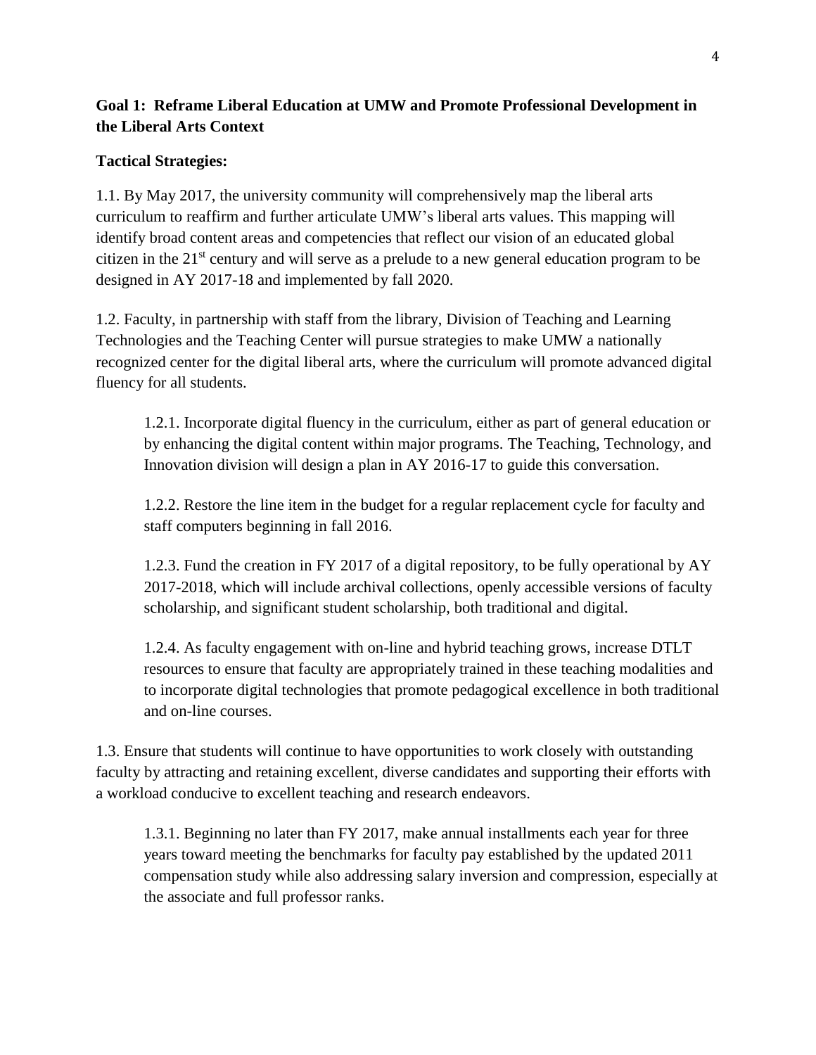**Goal 1: Reframe Liberal Education at UMW and Promote Professional Development in the Liberal Arts Context**

**Tactical Strategies:**

1.1. By May 2017, the university community will comprehensively map the liberal arts curriculum to reaffirm and further articulate UMW's liberal arts values. This mapping will identify broad content areas and competencies that reflect our vision of an educated global citizen in the 21st century and will serve as a prelude to a new general education program to be designed in AY 2017-18 and implemented by fall 2020.

1.2. Faculty, in partnership with staff from the library, Division of Teaching and Learning Technologies and the Teaching Center will pursue strategies to make UMW a nationally recognized center for the digital liberal arts, where the curriculum will promote advanced digital fluency for all students.

> 1.2.1. Incorporate digital fluency in the curriculum, either as part of general education or by enhancing the digital content within major programs. The Teaching, Technology, and Innovation division will design a plan in AY 2016-17 to guide this conversation.
>
> 1.2.2. Restore the line item in the budget for a regular replacement cycle for faculty and staff computers beginning in fall 2016.
>
> 1.2.3. Fund the creation in FY 2017 of a digital repository, to be fully operational by AY 2017-2018, which will include archival collections, openly accessible versions of faculty scholarship, and significant student scholarship, both traditional and digital.
>
> 1.2.4. As faculty engagement with on-line and hybrid teaching grows, increase DTLT resources to ensure that faculty are appropriately trained in these teaching modalities and to incorporate digital technologies that promote pedagogical excellence in both traditional and on-line courses.

1.3. Ensure that students will continue to have opportunities to work closely with outstanding faculty by attracting and retaining excellent, diverse candidates and supporting their efforts with a workload conducive to excellent teaching and research endeavors.

> 1.3.1. Beginning no later than FY 2017, make annual installments each year for three years toward meeting the benchmarks for faculty pay established by the updated 2011 compensation study while also addressing salary inversion and compression, especially at the associate and full professor ranks.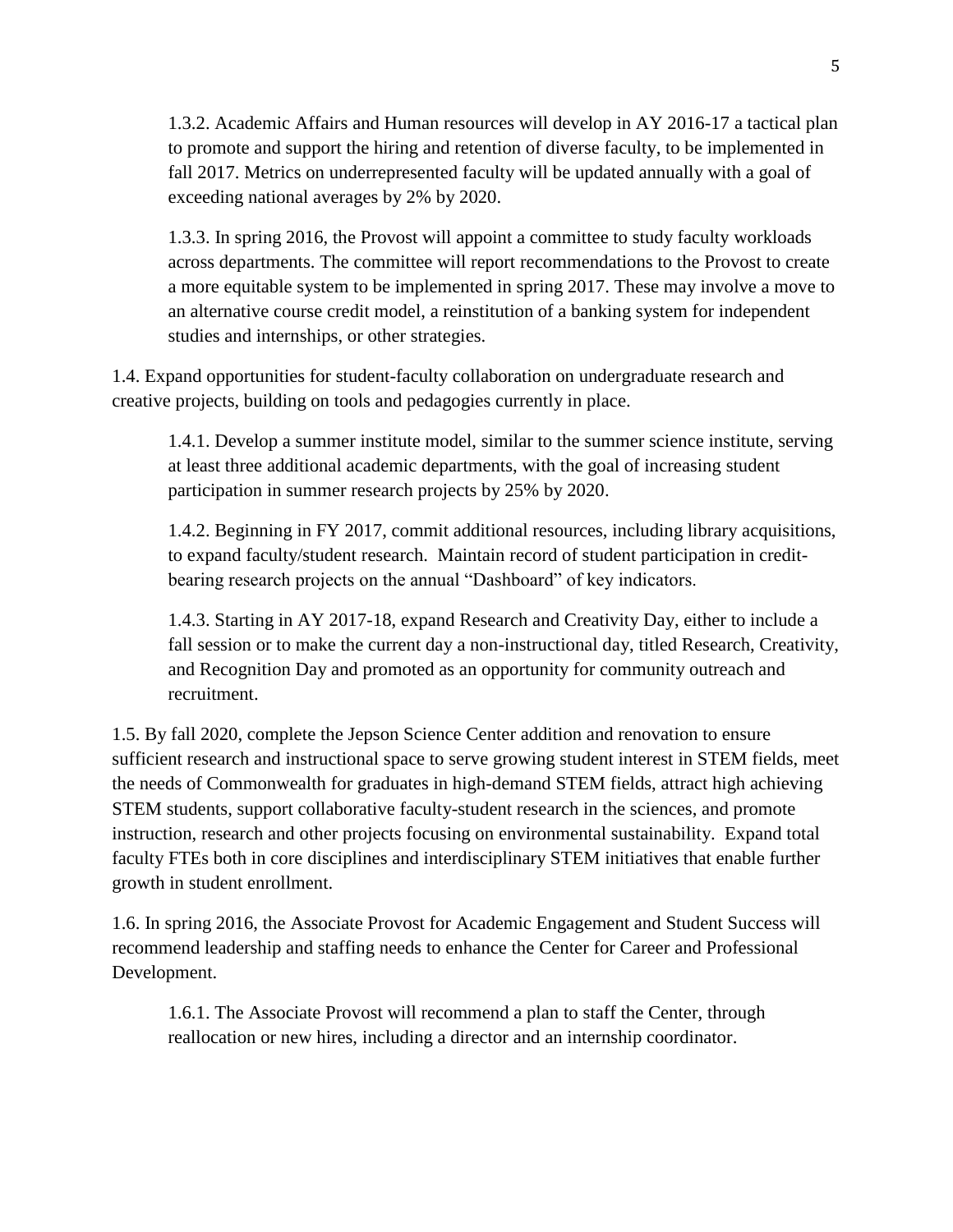1.3.2. Academic Affairs and Human resources will develop in AY 2016-17 a tactical plan to promote and support the hiring and retention of diverse faculty, to be implemented in fall 2017. Metrics on underrepresented faculty will be updated annually with a goal of exceeding national averages by 2% by 2020.

1.3.3. In spring 2016, the Provost will appoint a committee to study faculty workloads across departments. The committee will report recommendations to the Provost to create a more equitable system to be implemented in spring 2017. These may involve a move to an alternative course credit model, a reinstitution of a banking system for independent studies and internships, or other strategies.

1.4. Expand opportunities for student-faculty collaboration on undergraduate research and creative projects, building on tools and pedagogies currently in place.

1.4.1. Develop a summer institute model, similar to the summer science institute, serving at least three additional academic departments, with the goal of increasing student participation in summer research projects by 25% by 2020.

1.4.2. Beginning in FY 2017, commit additional resources, including library acquisitions, to expand faculty/student research. Maintain record of student participation in credit-bearing research projects on the annual "Dashboard" of key indicators.

1.4.3. Starting in AY 2017-18, expand Research and Creativity Day, either to include a fall session or to make the current day a non-instructional day, titled Research, Creativity, and Recognition Day and promoted as an opportunity for community outreach and recruitment.

1.5. By fall 2020, complete the Jepson Science Center addition and renovation to ensure sufficient research and instructional space to serve growing student interest in STEM fields, meet the needs of Commonwealth for graduates in high-demand STEM fields, attract high achieving STEM students, support collaborative faculty-student research in the sciences, and promote instruction, research and other projects focusing on environmental sustainability. Expand total faculty FTEs both in core disciplines and interdisciplinary STEM initiatives that enable further growth in student enrollment.

1.6. In spring 2016, the Associate Provost for Academic Engagement and Student Success will recommend leadership and staffing needs to enhance the Center for Career and Professional Development.

1.6.1. The Associate Provost will recommend a plan to staff the Center, through reallocation or new hires, including a director and an internship coordinator.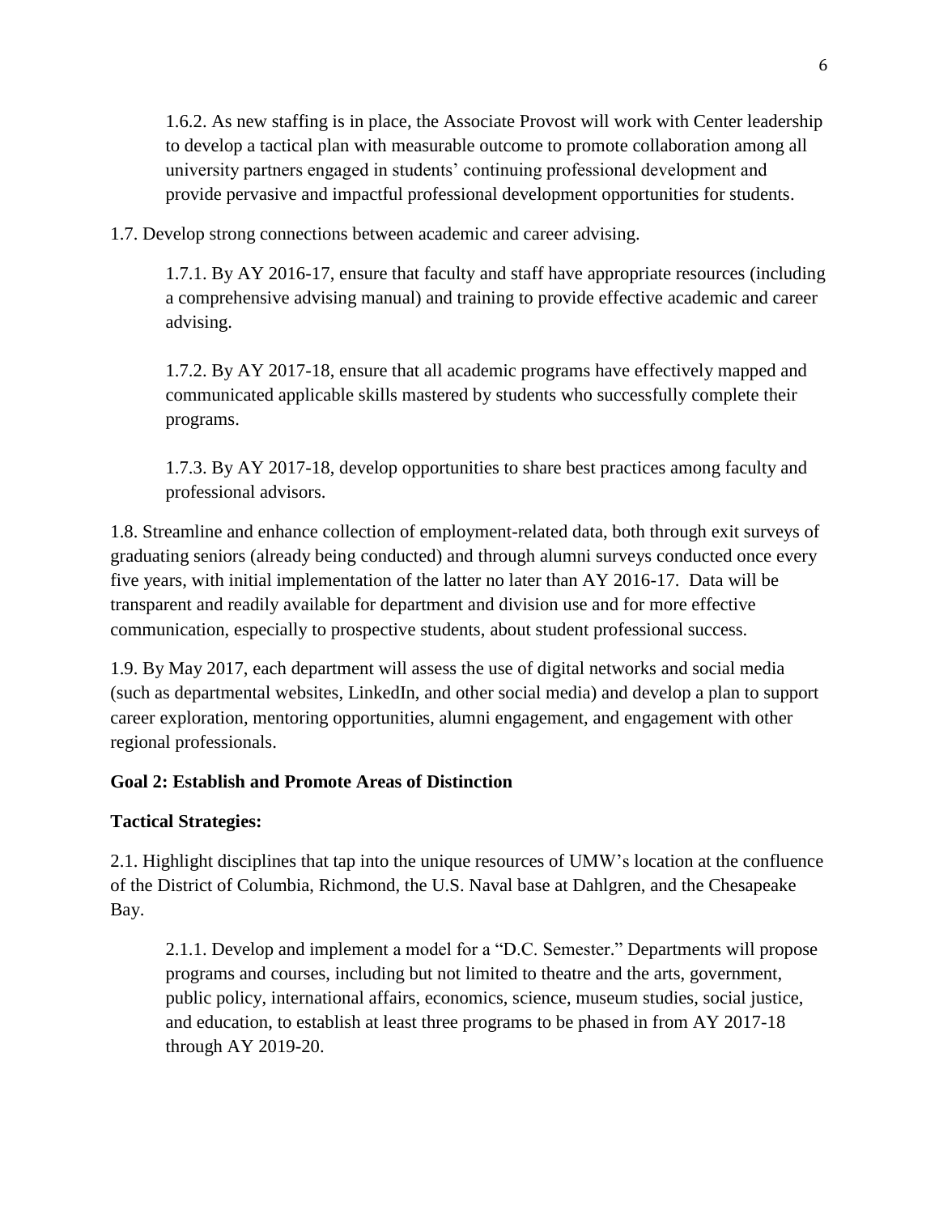1.6.2. As new staffing is in place, the Associate Provost will work with Center leadership to develop a tactical plan with measurable outcome to promote collaboration among all university partners engaged in students' continuing professional development and provide pervasive and impactful professional development opportunities for students.

1.7. Develop strong connections between academic and career advising.

1.7.1. By AY 2016-17, ensure that faculty and staff have appropriate resources (including a comprehensive advising manual) and training to provide effective academic and career advising.

1.7.2. By AY 2017-18, ensure that all academic programs have effectively mapped and communicated applicable skills mastered by students who successfully complete their programs.

1.7.3. By AY 2017-18, develop opportunities to share best practices among faculty and professional advisors.

1.8. Streamline and enhance collection of employment-related data, both through exit surveys of graduating seniors (already being conducted) and through alumni surveys conducted once every five years, with initial implementation of the latter no later than AY 2016-17. Data will be transparent and readily available for department and division use and for more effective communication, especially to prospective students, about student professional success.

1.9. By May 2017, each department will assess the use of digital networks and social media (such as departmental websites, LinkedIn, and other social media) and develop a plan to support career exploration, mentoring opportunities, alumni engagement, and engagement with other regional professionals.

**Goal 2: Establish and Promote Areas of Distinction**

**Tactical Strategies:**

2.1. Highlight disciplines that tap into the unique resources of UMW's location at the confluence of the District of Columbia, Richmond, the U.S. Naval base at Dahlgren, and the Chesapeake Bay.

2.1.1. Develop and implement a model for a "D.C. Semester." Departments will propose programs and courses, including but not limited to theatre and the arts, government, public policy, international affairs, economics, science, museum studies, social justice, and education, to establish at least three programs to be phased in from AY 2017-18 through AY 2019-20.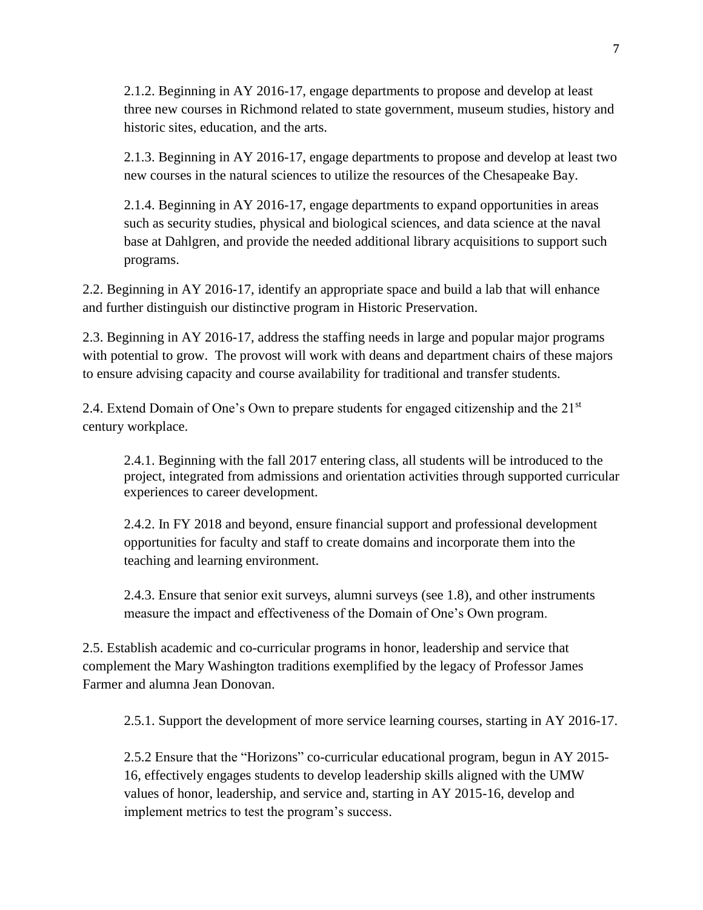2.1.2. Beginning in AY 2016-17, engage departments to propose and develop at least three new courses in Richmond related to state government, museum studies, history and historic sites, education, and the arts.

2.1.3. Beginning in AY 2016-17, engage departments to propose and develop at least two new courses in the natural sciences to utilize the resources of the Chesapeake Bay.

2.1.4. Beginning in AY 2016-17, engage departments to expand opportunities in areas such as security studies, physical and biological sciences, and data science at the naval base at Dahlgren, and provide the needed additional library acquisitions to support such programs.

2.2. Beginning in AY 2016-17, identify an appropriate space and build a lab that will enhance and further distinguish our distinctive program in Historic Preservation.

2.3. Beginning in AY 2016-17, address the staffing needs in large and popular major programs with potential to grow. The provost will work with deans and department chairs of these majors to ensure advising capacity and course availability for traditional and transfer students.

2.4. Extend Domain of One's Own to prepare students for engaged citizenship and the 21st century workplace.

2.4.1. Beginning with the fall 2017 entering class, all students will be introduced to the project, integrated from admissions and orientation activities through supported curricular experiences to career development.

2.4.2. In FY 2018 and beyond, ensure financial support and professional development opportunities for faculty and staff to create domains and incorporate them into the teaching and learning environment.

2.4.3. Ensure that senior exit surveys, alumni surveys (see 1.8), and other instruments measure the impact and effectiveness of the Domain of One's Own program.

2.5. Establish academic and co-curricular programs in honor, leadership and service that complement the Mary Washington traditions exemplified by the legacy of Professor James Farmer and alumna Jean Donovan.

2.5.1. Support the development of more service learning courses, starting in AY 2016-17.

2.5.2 Ensure that the "Horizons" co-curricular educational program, begun in AY 2015-16, effectively engages students to develop leadership skills aligned with the UMW values of honor, leadership, and service and, starting in AY 2015-16, develop and implement metrics to test the program's success.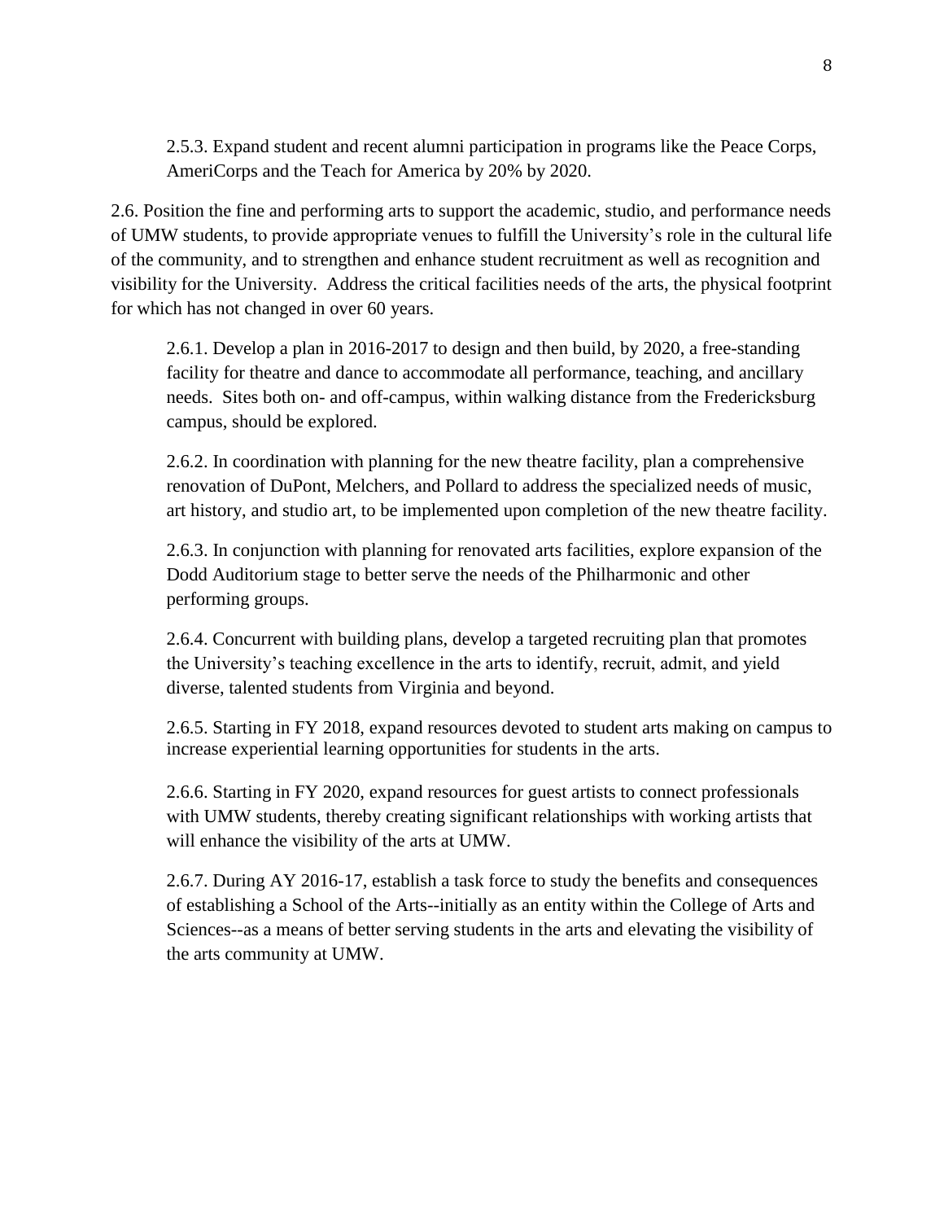2.5.3. Expand student and recent alumni participation in programs like the Peace Corps, AmeriCorps and the Teach for America by 20% by 2020.

2.6. Position the fine and performing arts to support the academic, studio, and performance needs of UMW students, to provide appropriate venues to fulfill the University's role in the cultural life of the community, and to strengthen and enhance student recruitment as well as recognition and visibility for the University. Address the critical facilities needs of the arts, the physical footprint for which has not changed in over 60 years.

2.6.1. Develop a plan in 2016-2017 to design and then build, by 2020, a free-standing facility for theatre and dance to accommodate all performance, teaching, and ancillary needs. Sites both on- and off-campus, within walking distance from the Fredericksburg campus, should be explored.

2.6.2. In coordination with planning for the new theatre facility, plan a comprehensive renovation of DuPont, Melchers, and Pollard to address the specialized needs of music, art history, and studio art, to be implemented upon completion of the new theatre facility.

2.6.3. In conjunction with planning for renovated arts facilities, explore expansion of the Dodd Auditorium stage to better serve the needs of the Philharmonic and other performing groups.

2.6.4. Concurrent with building plans, develop a targeted recruiting plan that promotes the University's teaching excellence in the arts to identify, recruit, admit, and yield diverse, talented students from Virginia and beyond.

2.6.5. Starting in FY 2018, expand resources devoted to student arts making on campus to increase experiential learning opportunities for students in the arts.

2.6.6. Starting in FY 2020, expand resources for guest artists to connect professionals with UMW students, thereby creating significant relationships with working artists that will enhance the visibility of the arts at UMW.

2.6.7. During AY 2016-17, establish a task force to study the benefits and consequences of establishing a School of the Arts--initially as an entity within the College of Arts and Sciences--as a means of better serving students in the arts and elevating the visibility of the arts community at UMW.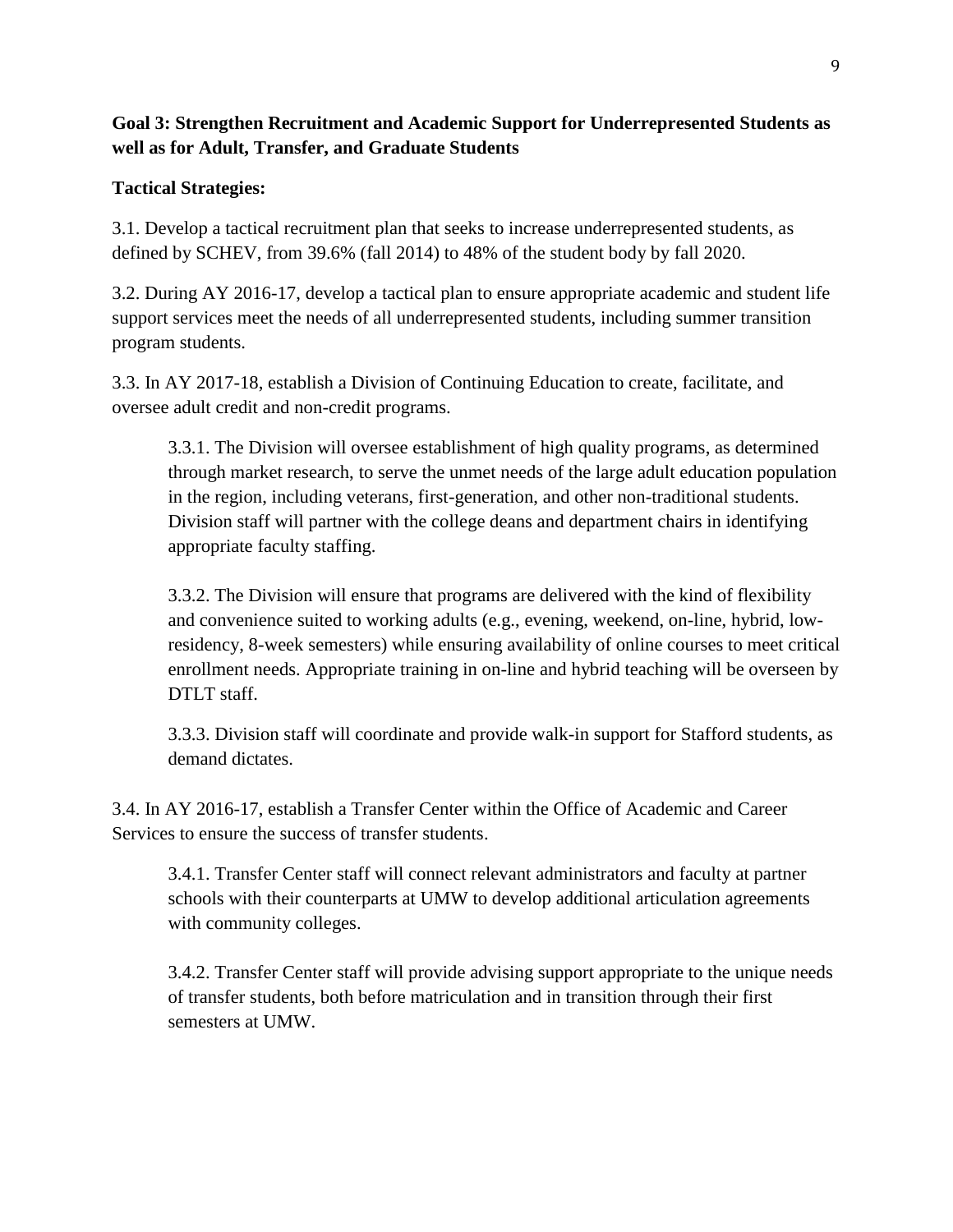**Goal 3: Strengthen Recruitment and Academic Support for Underrepresented Students as well as for Adult, Transfer, and Graduate Students**

**Tactical Strategies:**

3.1. Develop a tactical recruitment plan that seeks to increase underrepresented students, as defined by SCHEV, from 39.6% (fall 2014) to 48% of the student body by fall 2020.

3.2. During AY 2016-17, develop a tactical plan to ensure appropriate academic and student life support services meet the needs of all underrepresented students, including summer transition program students.

3.3. In AY 2017-18, establish a Division of Continuing Education to create, facilitate, and oversee adult credit and non-credit programs.

> 3.3.1. The Division will oversee establishment of high quality programs, as determined through market research, to serve the unmet needs of the large adult education population in the region, including veterans, first-generation, and other non-traditional students. Division staff will partner with the college deans and department chairs in identifying appropriate faculty staffing.
>
> 3.3.2. The Division will ensure that programs are delivered with the kind of flexibility and convenience suited to working adults (e.g., evening, weekend, on-line, hybrid, low-residency, 8-week semesters) while ensuring availability of online courses to meet critical enrollment needs. Appropriate training in on-line and hybrid teaching will be overseen by DTLT staff.
>
> 3.3.3. Division staff will coordinate and provide walk-in support for Stafford students, as demand dictates.

3.4. In AY 2016-17, establish a Transfer Center within the Office of Academic and Career Services to ensure the success of transfer students.

> 3.4.1. Transfer Center staff will connect relevant administrators and faculty at partner schools with their counterparts at UMW to develop additional articulation agreements with community colleges.
>
> 3.4.2. Transfer Center staff will provide advising support appropriate to the unique needs of transfer students, both before matriculation and in transition through their first semesters at UMW.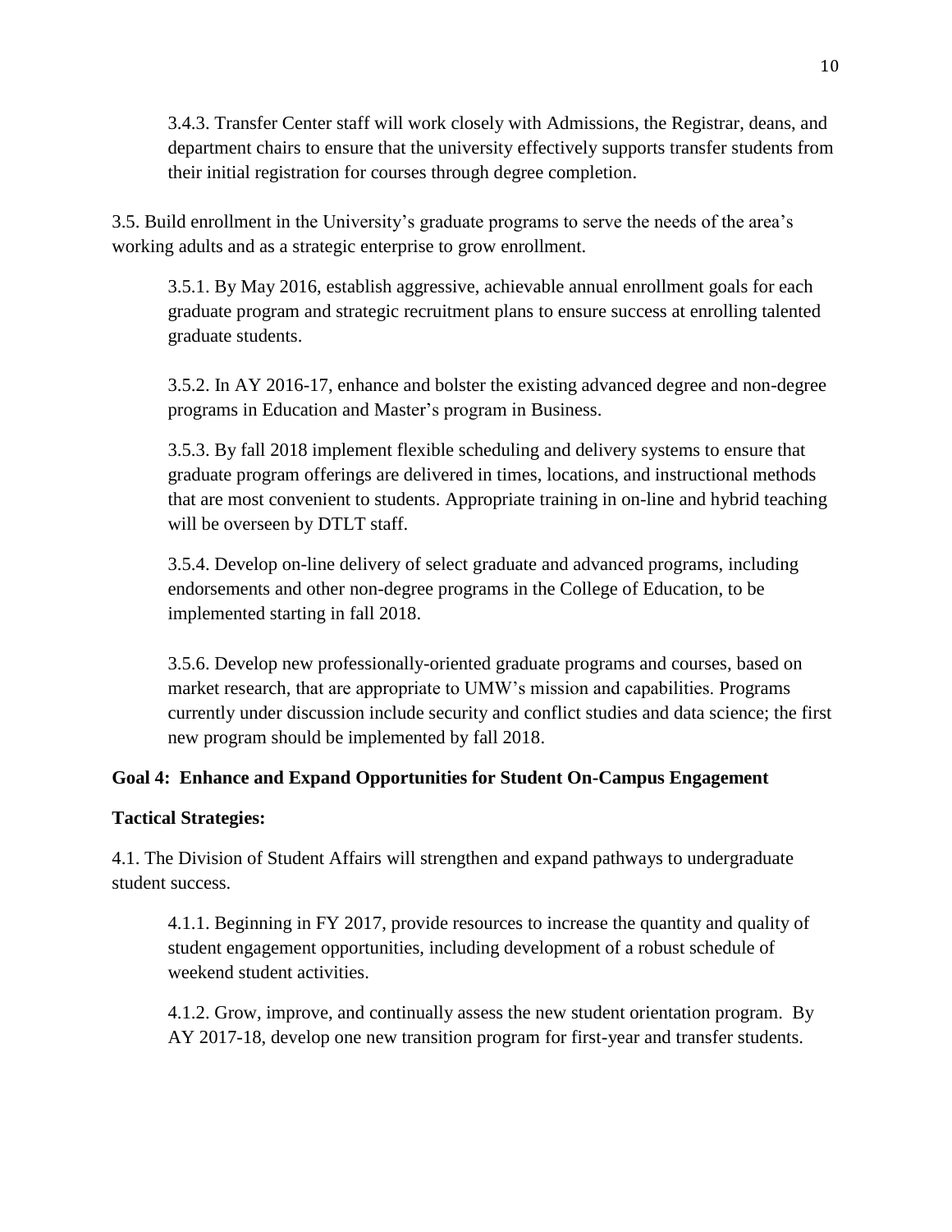3.4.3. Transfer Center staff will work closely with Admissions, the Registrar, deans, and department chairs to ensure that the university effectively supports transfer students from their initial registration for courses through degree completion.

3.5. Build enrollment in the University's graduate programs to serve the needs of the area's working adults and as a strategic enterprise to grow enrollment.

3.5.1. By May 2016, establish aggressive, achievable annual enrollment goals for each graduate program and strategic recruitment plans to ensure success at enrolling talented graduate students.

3.5.2. In AY 2016-17, enhance and bolster the existing advanced degree and non-degree programs in Education and Master's program in Business.

3.5.3. By fall 2018 implement flexible scheduling and delivery systems to ensure that graduate program offerings are delivered in times, locations, and instructional methods that are most convenient to students. Appropriate training in on-line and hybrid teaching will be overseen by DTLT staff.

3.5.4. Develop on-line delivery of select graduate and advanced programs, including endorsements and other non-degree programs in the College of Education, to be implemented starting in fall 2018.

3.5.6. Develop new professionally-oriented graduate programs and courses, based on market research, that are appropriate to UMW's mission and capabilities. Programs currently under discussion include security and conflict studies and data science; the first new program should be implemented by fall 2018.

**Goal 4: Enhance and Expand Opportunities for Student On-Campus Engagement**

**Tactical Strategies:**

4.1. The Division of Student Affairs will strengthen and expand pathways to undergraduate student success.

4.1.1. Beginning in FY 2017, provide resources to increase the quantity and quality of student engagement opportunities, including development of a robust schedule of weekend student activities.

4.1.2. Grow, improve, and continually assess the new student orientation program. By AY 2017-18, develop one new transition program for first-year and transfer students.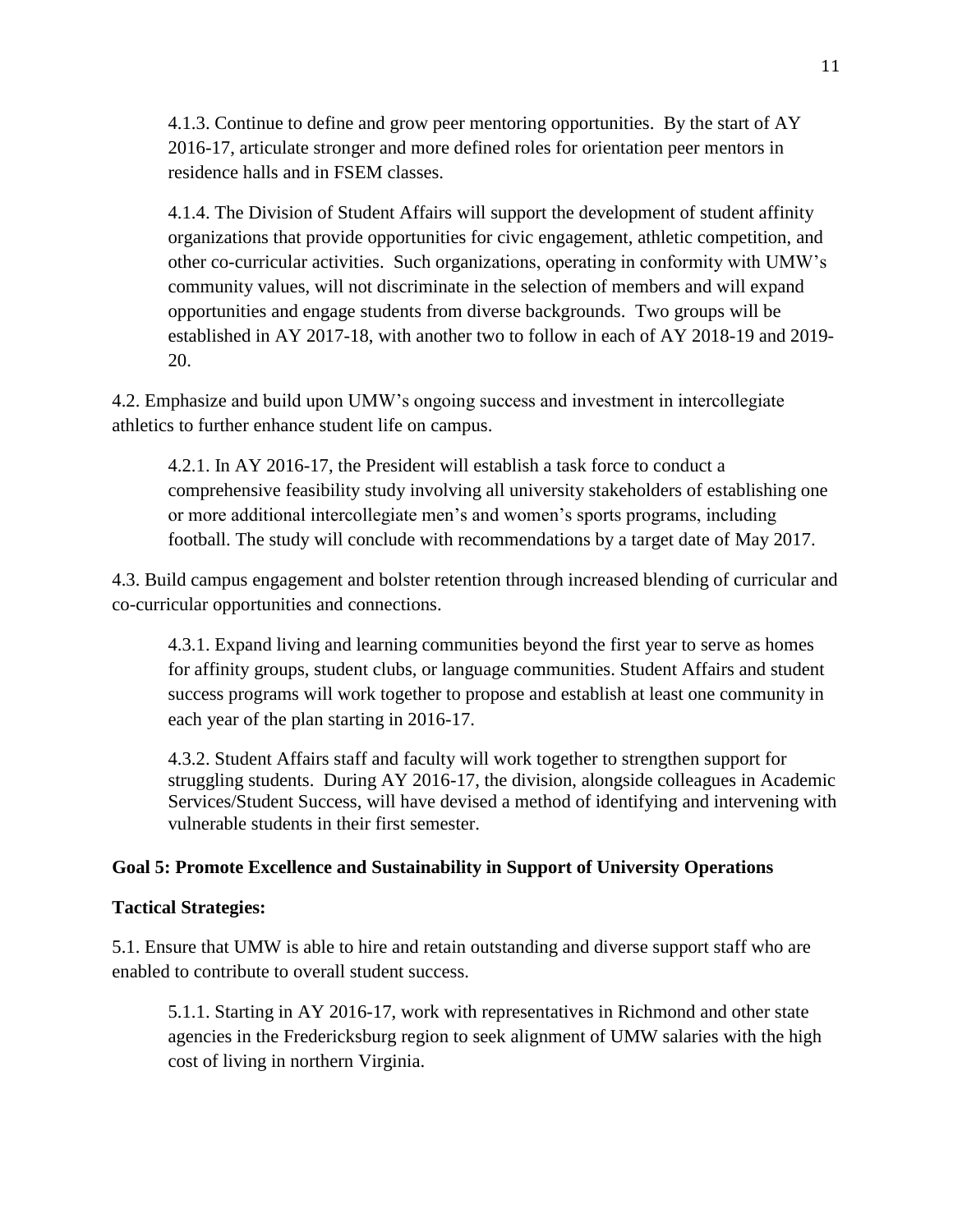4.1.3. Continue to define and grow peer mentoring opportunities. By the start of AY 2016-17, articulate stronger and more defined roles for orientation peer mentors in residence halls and in FSEM classes.

4.1.4. The Division of Student Affairs will support the development of student affinity organizations that provide opportunities for civic engagement, athletic competition, and other co-curricular activities. Such organizations, operating in conformity with UMW's community values, will not discriminate in the selection of members and will expand opportunities and engage students from diverse backgrounds. Two groups will be established in AY 2017-18, with another two to follow in each of AY 2018-19 and 2019-20.

4.2. Emphasize and build upon UMW's ongoing success and investment in intercollegiate athletics to further enhance student life on campus.

4.2.1. In AY 2016-17, the President will establish a task force to conduct a comprehensive feasibility study involving all university stakeholders of establishing one or more additional intercollegiate men's and women's sports programs, including football. The study will conclude with recommendations by a target date of May 2017.

4.3. Build campus engagement and bolster retention through increased blending of curricular and co-curricular opportunities and connections.

4.3.1. Expand living and learning communities beyond the first year to serve as homes for affinity groups, student clubs, or language communities. Student Affairs and student success programs will work together to propose and establish at least one community in each year of the plan starting in 2016-17.

4.3.2. Student Affairs staff and faculty will work together to strengthen support for struggling students. During AY 2016-17, the division, alongside colleagues in Academic Services/Student Success, will have devised a method of identifying and intervening with vulnerable students in their first semester.

**Goal 5: Promote Excellence and Sustainability in Support of University Operations**

**Tactical Strategies:**

5.1. Ensure that UMW is able to hire and retain outstanding and diverse support staff who are enabled to contribute to overall student success.

5.1.1. Starting in AY 2016-17, work with representatives in Richmond and other state agencies in the Fredericksburg region to seek alignment of UMW salaries with the high cost of living in northern Virginia.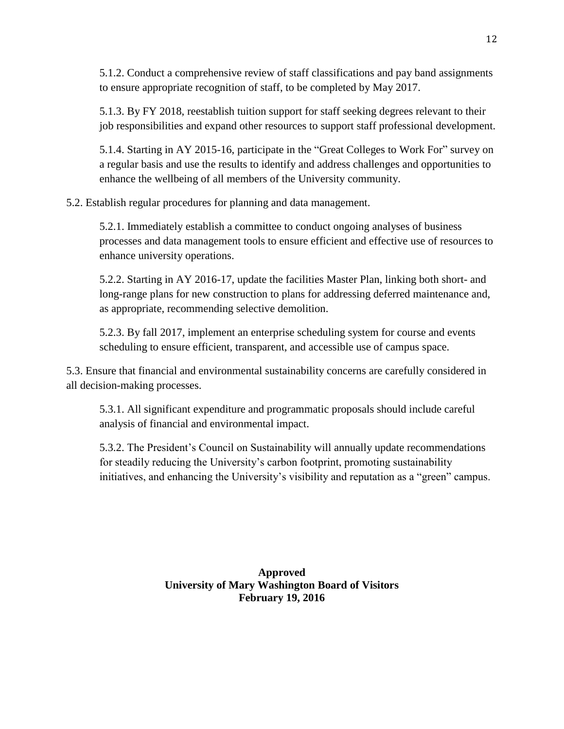5.1.2. Conduct a comprehensive review of staff classifications and pay band assignments to ensure appropriate recognition of staff, to be completed by May 2017.

5.1.3. By FY 2018, reestablish tuition support for staff seeking degrees relevant to their job responsibilities and expand other resources to support staff professional development.

5.1.4. Starting in AY 2015-16, participate in the "Great Colleges to Work For" survey on a regular basis and use the results to identify and address challenges and opportunities to enhance the wellbeing of all members of the University community.

5.2. Establish regular procedures for planning and data management.

5.2.1. Immediately establish a committee to conduct ongoing analyses of business processes and data management tools to ensure efficient and effective use of resources to enhance university operations.

5.2.2. Starting in AY 2016-17, update the facilities Master Plan, linking both short- and long-range plans for new construction to plans for addressing deferred maintenance and, as appropriate, recommending selective demolition.

5.2.3. By fall 2017, implement an enterprise scheduling system for course and events scheduling to ensure efficient, transparent, and accessible use of campus space.

5.3. Ensure that financial and environmental sustainability concerns are carefully considered in all decision-making processes.

5.3.1. All significant expenditure and programmatic proposals should include careful analysis of financial and environmental impact.

5.3.2. The President's Council on Sustainability will annually update recommendations for steadily reducing the University's carbon footprint, promoting sustainability initiatives, and enhancing the University's visibility and reputation as a "green" campus.

**Approved**
**University of Mary Washington Board of Visitors**
**February 19, 2016**